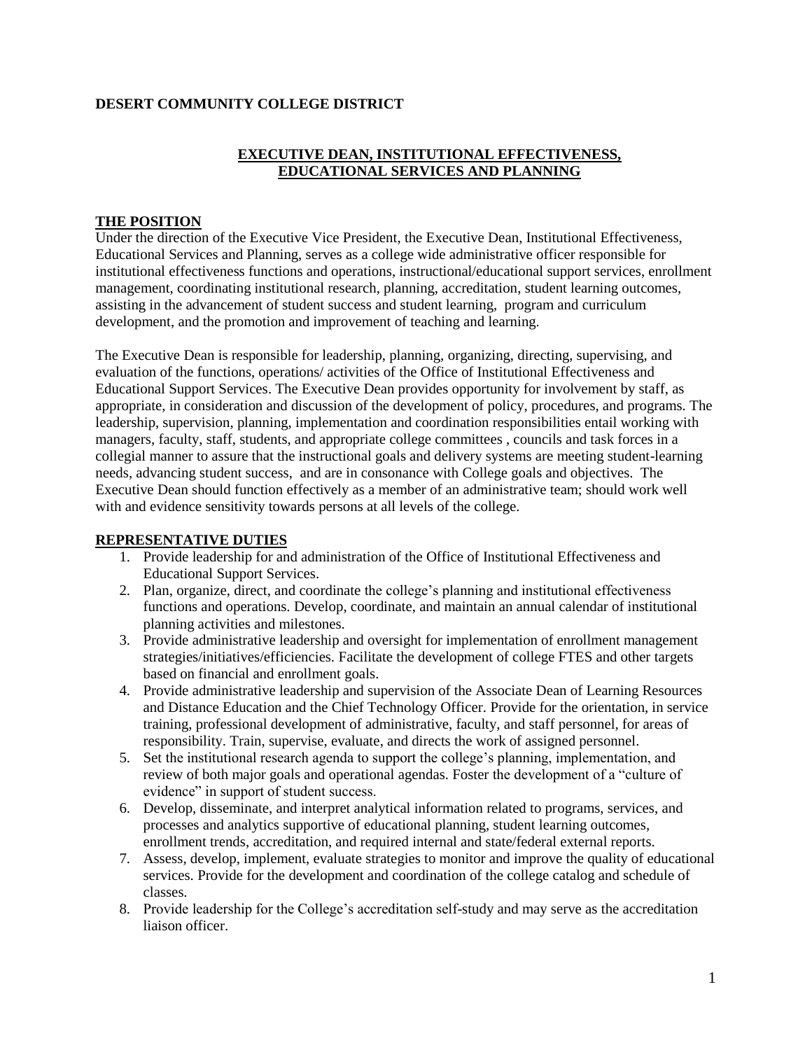**DESERT COMMUNITY COLLEGE DISTRICT**

## EXECUTIVE DEAN, INSTITUTIONAL EFFECTIVENESS, EDUCATIONAL SERVICES AND PLANNING

### THE POSITION

Under the direction of the Executive Vice President, the Executive Dean, Institutional Effectiveness, Educational Services and Planning, serves as a college wide administrative officer responsible for institutional effectiveness functions and operations, instructional/educational support services, enrollment management, coordinating institutional research, planning, accreditation, student learning outcomes, assisting in the advancement of student success and student learning, program and curriculum development, and the promotion and improvement of teaching and learning.

The Executive Dean is responsible for leadership, planning, organizing, directing, supervising, and evaluation of the functions, operations/ activities of the Office of Institutional Effectiveness and Educational Support Services. The Executive Dean provides opportunity for involvement by staff, as appropriate, in consideration and discussion of the development of policy, procedures, and programs. The leadership, supervision, planning, implementation and coordination responsibilities entail working with managers, faculty, staff, students, and appropriate college committees , councils and task forces in a collegial manner to assure that the instructional goals and delivery systems are meeting student-learning needs, advancing student success, and are in consonance with College goals and objectives. The Executive Dean should function effectively as a member of an administrative team; should work well with and evidence sensitivity towards persons at all levels of the college.

### REPRESENTATIVE DUTIES

1. Provide leadership for and administration of the Office of Institutional Effectiveness and Educational Support Services.
2. Plan, organize, direct, and coordinate the college's planning and institutional effectiveness functions and operations. Develop, coordinate, and maintain an annual calendar of institutional planning activities and milestones.
3. Provide administrative leadership and oversight for implementation of enrollment management strategies/initiatives/efficiencies. Facilitate the development of college FTES and other targets based on financial and enrollment goals.
4. Provide administrative leadership and supervision of the Associate Dean of Learning Resources and Distance Education and the Chief Technology Officer. Provide for the orientation, in service training, professional development of administrative, faculty, and staff personnel, for areas of responsibility. Train, supervise, evaluate, and directs the work of assigned personnel.
5. Set the institutional research agenda to support the college's planning, implementation, and review of both major goals and operational agendas. Foster the development of a "culture of evidence" in support of student success.
6. Develop, disseminate, and interpret analytical information related to programs, services, and processes and analytics supportive of educational planning, student learning outcomes, enrollment trends, accreditation, and required internal and state/federal external reports.
7. Assess, develop, implement, evaluate strategies to monitor and improve the quality of educational services. Provide for the development and coordination of the college catalog and schedule of classes.
8. Provide leadership for the College's accreditation self-study and may serve as the accreditation liaison officer.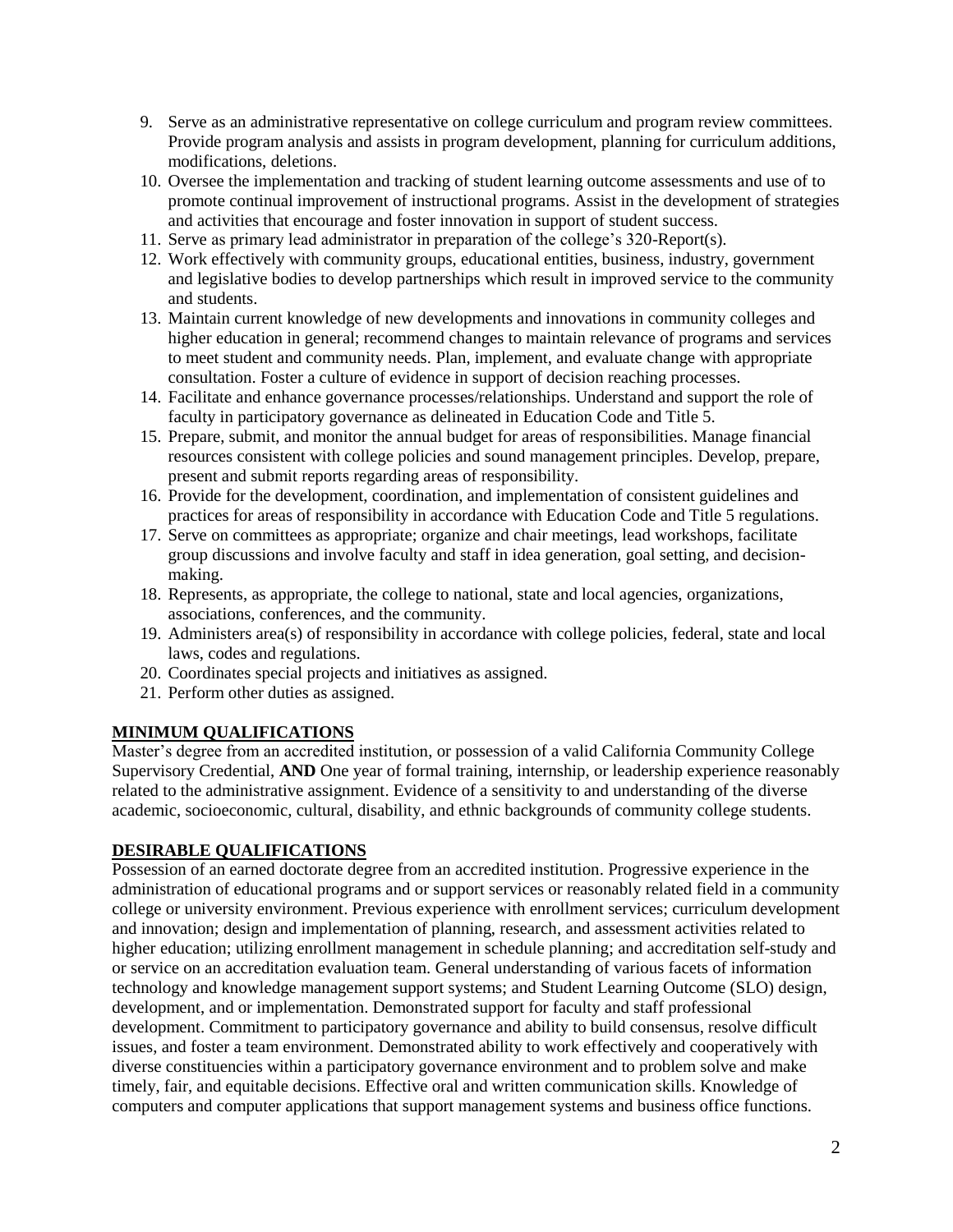9. Serve as an administrative representative on college curriculum and program review committees. Provide program analysis and assists in program development, planning for curriculum additions, modifications, deletions.
10. Oversee the implementation and tracking of student learning outcome assessments and use of to promote continual improvement of instructional programs. Assist in the development of strategies and activities that encourage and foster innovation in support of student success.
11. Serve as primary lead administrator in preparation of the college's 320-Report(s).
12. Work effectively with community groups, educational entities, business, industry, government and legislative bodies to develop partnerships which result in improved service to the community and students.
13. Maintain current knowledge of new developments and innovations in community colleges and higher education in general; recommend changes to maintain relevance of programs and services to meet student and community needs. Plan, implement, and evaluate change with appropriate consultation. Foster a culture of evidence in support of decision reaching processes.
14. Facilitate and enhance governance processes/relationships. Understand and support the role of faculty in participatory governance as delineated in Education Code and Title 5.
15. Prepare, submit, and monitor the annual budget for areas of responsibilities. Manage financial resources consistent with college policies and sound management principles. Develop, prepare, present and submit reports regarding areas of responsibility.
16. Provide for the development, coordination, and implementation of consistent guidelines and practices for areas of responsibility in accordance with Education Code and Title 5 regulations.
17. Serve on committees as appropriate; organize and chair meetings, lead workshops, facilitate group discussions and involve faculty and staff in idea generation, goal setting, and decision-making.
18. Represents, as appropriate, the college to national, state and local agencies, organizations, associations, conferences, and the community.
19. Administers area(s) of responsibility in accordance with college policies, federal, state and local laws, codes and regulations.
20. Coordinates special projects and initiatives as assigned.
21. Perform other duties as assigned.

## MINIMUM QUALIFICATIONS

Master's degree from an accredited institution, or possession of a valid California Community College Supervisory Credential, **AND** One year of formal training, internship, or leadership experience reasonably related to the administrative assignment. Evidence of a sensitivity to and understanding of the diverse academic, socioeconomic, cultural, disability, and ethnic backgrounds of community college students.

## DESIRABLE QUALIFICATIONS

Possession of an earned doctorate degree from an accredited institution. Progressive experience in the administration of educational programs and or support services or reasonably related field in a community college or university environment. Previous experience with enrollment services; curriculum development and innovation; design and implementation of planning, research, and assessment activities related to higher education; utilizing enrollment management in schedule planning; and accreditation self-study and or service on an accreditation evaluation team. General understanding of various facets of information technology and knowledge management support systems; and Student Learning Outcome (SLO) design, development, and or implementation. Demonstrated support for faculty and staff professional development. Commitment to participatory governance and ability to build consensus, resolve difficult issues, and foster a team environment. Demonstrated ability to work effectively and cooperatively with diverse constituencies within a participatory governance environment and to problem solve and make timely, fair, and equitable decisions. Effective oral and written communication skills. Knowledge of computers and computer applications that support management systems and business office functions.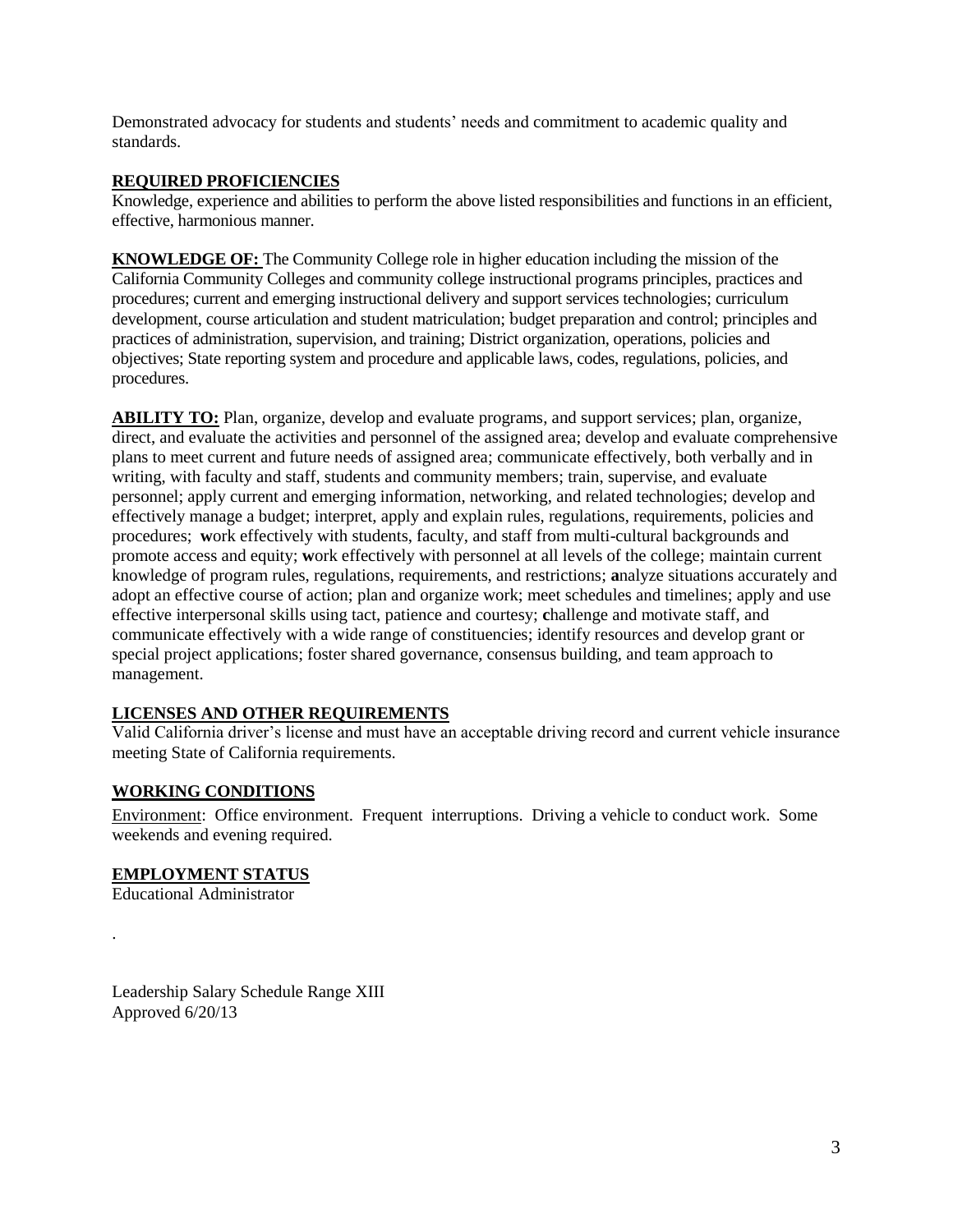Demonstrated advocacy for students and students' needs and commitment to academic quality and standards.

## REQUIRED PROFICIENCIES

Knowledge, experience and abilities to perform the above listed responsibilities and functions in an efficient, effective, harmonious manner.

**KNOWLEDGE OF:** The Community College role in higher education including the mission of the California Community Colleges and community college instructional programs principles, practices and procedures; current and emerging instructional delivery and support services technologies; curriculum development, course articulation and student matriculation; budget preparation and control; principles and practices of administration, supervision, and training; District organization, operations, policies and objectives; State reporting system and procedure and applicable laws, codes, regulations, policies, and procedures.

**ABILITY TO:** Plan, organize, develop and evaluate programs, and support services; plan, organize, direct, and evaluate the activities and personnel of the assigned area; develop and evaluate comprehensive plans to meet current and future needs of assigned area; communicate effectively, both verbally and in writing, with faculty and staff, students and community members; train, supervise, and evaluate personnel; apply current and emerging information, networking, and related technologies; develop and effectively manage a budget; interpret, apply and explain rules, regulations, requirements, policies and procedures; work effectively with students, faculty, and staff from multi-cultural backgrounds and promote access and equity; work effectively with personnel at all levels of the college; maintain current knowledge of program rules, regulations, requirements, and restrictions; analyze situations accurately and adopt an effective course of action; plan and organize work; meet schedules and timelines; apply and use effective interpersonal skills using tact, patience and courtesy; challenge and motivate staff, and communicate effectively with a wide range of constituencies; identify resources and develop grant or special project applications; foster shared governance, consensus building, and team approach to management.

## LICENSES AND OTHER REQUIREMENTS

Valid California driver's license and must have an acceptable driving record and current vehicle insurance meeting State of California requirements.

## WORKING CONDITIONS

Environment: Office environment. Frequent interruptions. Driving a vehicle to conduct work. Some weekends and evening required.

## EMPLOYMENT STATUS

Educational Administrator

.

Leadership Salary Schedule Range XIII
Approved 6/20/13